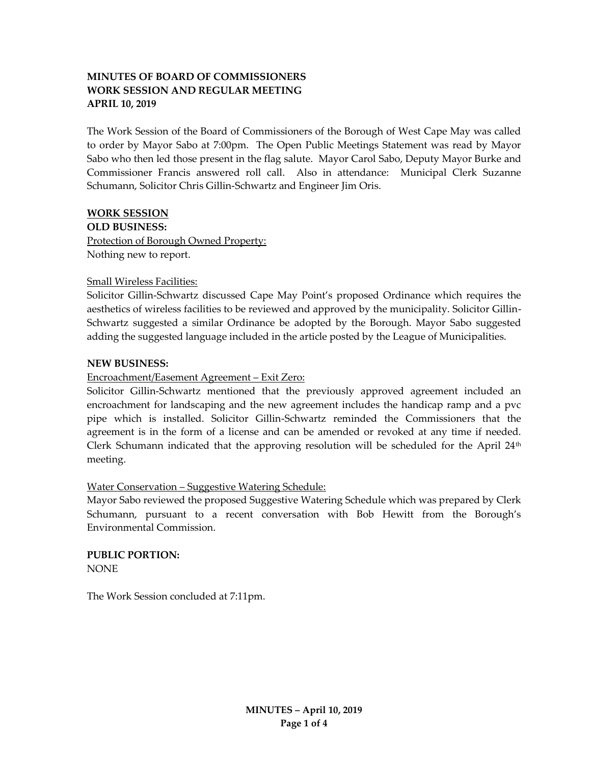**MINUTES OF BOARD OF COMMISSIONERS**
**WORK SESSION AND REGULAR MEETING**
**APRIL 10, 2019**

The Work Session of the Board of Commissioners of the Borough of West Cape May was called to order by Mayor Sabo at 7:00pm. The Open Public Meetings Statement was read by Mayor Sabo who then led those present in the flag salute. Mayor Carol Sabo, Deputy Mayor Burke and Commissioner Francis answered roll call. Also in attendance: Municipal Clerk Suzanne Schumann, Solicitor Chris Gillin-Schwartz and Engineer Jim Oris.

**WORK SESSION**

**OLD BUSINESS:**

Protection of Borough Owned Property:
Nothing new to report.

Small Wireless Facilities:
Solicitor Gillin-Schwartz discussed Cape May Point's proposed Ordinance which requires the aesthetics of wireless facilities to be reviewed and approved by the municipality. Solicitor Gillin-Schwartz suggested a similar Ordinance be adopted by the Borough. Mayor Sabo suggested adding the suggested language included in the article posted by the League of Municipalities.

**NEW BUSINESS:**

Encroachment/Easement Agreement – Exit Zero:
Solicitor Gillin-Schwartz mentioned that the previously approved agreement included an encroachment for landscaping and the new agreement includes the handicap ramp and a pvc pipe which is installed. Solicitor Gillin-Schwartz reminded the Commissioners that the agreement is in the form of a license and can be amended or revoked at any time if needed. Clerk Schumann indicated that the approving resolution will be scheduled for the April 24th meeting.

Water Conservation – Suggestive Watering Schedule:
Mayor Sabo reviewed the proposed Suggestive Watering Schedule which was prepared by Clerk Schumann, pursuant to a recent conversation with Bob Hewitt from the Borough's Environmental Commission.

**PUBLIC PORTION:**
NONE

The Work Session concluded at 7:11pm.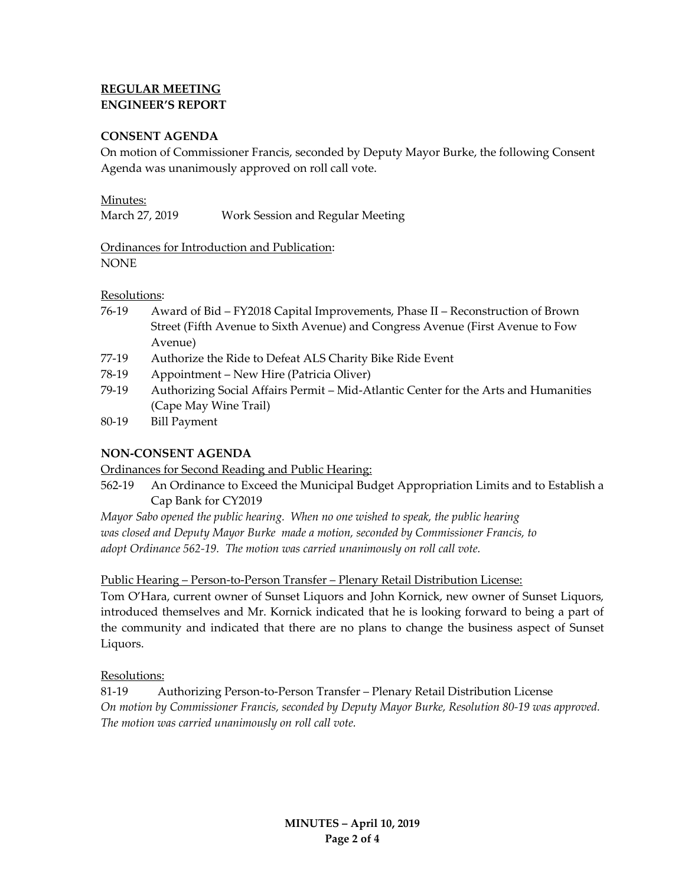**REGULAR MEETING**
**ENGINEER'S REPORT**

**CONSENT AGENDA**

On motion of Commissioner Francis, seconded by Deputy Mayor Burke, the following Consent Agenda was unanimously approved on roll call vote.

Minutes:
March 27, 2019 Work Session and Regular Meeting

Ordinances for Introduction and Publication:
NONE

Resolutions:

- 76-19 Award of Bid – FY2018 Capital Improvements, Phase II – Reconstruction of Brown Street (Fifth Avenue to Sixth Avenue) and Congress Avenue (First Avenue to Fow Avenue)
- 77-19 Authorize the Ride to Defeat ALS Charity Bike Ride Event
- 78-19 Appointment – New Hire (Patricia Oliver)
- 79-19 Authorizing Social Affairs Permit – Mid-Atlantic Center for the Arts and Humanities (Cape May Wine Trail)
- 80-19 Bill Payment

**NON-CONSENT AGENDA**

Ordinances for Second Reading and Public Hearing:

562-19 An Ordinance to Exceed the Municipal Budget Appropriation Limits and to Establish a Cap Bank for CY2019

*Mayor Sabo opened the public hearing. When no one wished to speak, the public hearing was closed and Deputy Mayor Burke made a motion, seconded by Commissioner Francis, to adopt Ordinance 562-19. The motion was carried unanimously on roll call vote.*

Public Hearing – Person-to-Person Transfer – Plenary Retail Distribution License:

Tom O'Hara, current owner of Sunset Liquors and John Kornick, new owner of Sunset Liquors, introduced themselves and Mr. Kornick indicated that he is looking forward to being a part of the community and indicated that there are no plans to change the business aspect of Sunset Liquors.

Resolutions:

81-19 Authorizing Person-to-Person Transfer – Plenary Retail Distribution License

*On motion by Commissioner Francis, seconded by Deputy Mayor Burke, Resolution 80-19 was approved. The motion was carried unanimously on roll call vote.*

**MINUTES – April 10, 2019**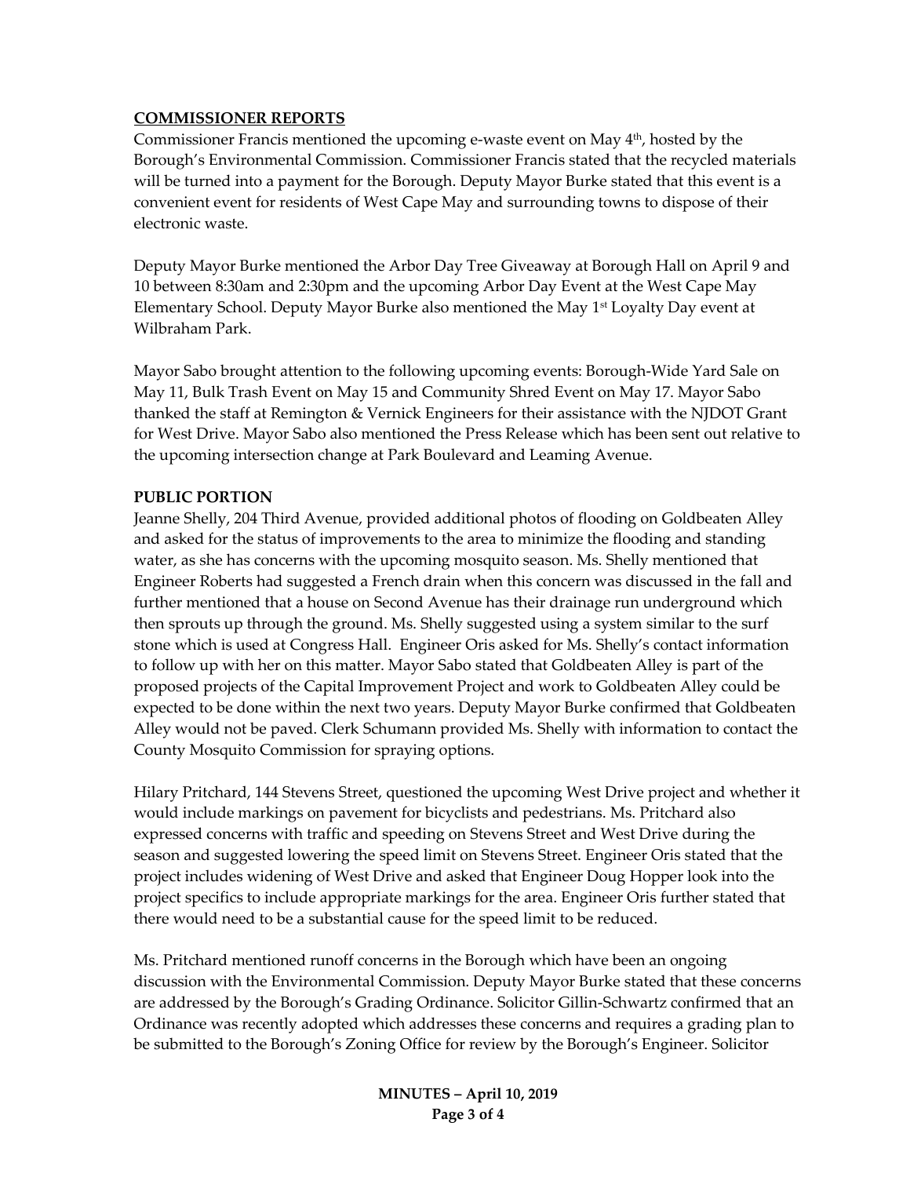## COMMISSIONER REPORTS

Commissioner Francis mentioned the upcoming e-waste event on May 4th, hosted by the Borough's Environmental Commission. Commissioner Francis stated that the recycled materials will be turned into a payment for the Borough. Deputy Mayor Burke stated that this event is a convenient event for residents of West Cape May and surrounding towns to dispose of their electronic waste.

Deputy Mayor Burke mentioned the Arbor Day Tree Giveaway at Borough Hall on April 9 and 10 between 8:30am and 2:30pm and the upcoming Arbor Day Event at the West Cape May Elementary School. Deputy Mayor Burke also mentioned the May 1st Loyalty Day event at Wilbraham Park.

Mayor Sabo brought attention to the following upcoming events: Borough-Wide Yard Sale on May 11, Bulk Trash Event on May 15 and Community Shred Event on May 17. Mayor Sabo thanked the staff at Remington & Vernick Engineers for their assistance with the NJDOT Grant for West Drive. Mayor Sabo also mentioned the Press Release which has been sent out relative to the upcoming intersection change at Park Boulevard and Leaming Avenue.

## PUBLIC PORTION

Jeanne Shelly, 204 Third Avenue, provided additional photos of flooding on Goldbeaten Alley and asked for the status of improvements to the area to minimize the flooding and standing water, as she has concerns with the upcoming mosquito season. Ms. Shelly mentioned that Engineer Roberts had suggested a French drain when this concern was discussed in the fall and further mentioned that a house on Second Avenue has their drainage run underground which then sprouts up through the ground. Ms. Shelly suggested using a system similar to the surf stone which is used at Congress Hall. Engineer Oris asked for Ms. Shelly's contact information to follow up with her on this matter. Mayor Sabo stated that Goldbeaten Alley is part of the proposed projects of the Capital Improvement Project and work to Goldbeaten Alley could be expected to be done within the next two years. Deputy Mayor Burke confirmed that Goldbeaten Alley would not be paved. Clerk Schumann provided Ms. Shelly with information to contact the County Mosquito Commission for spraying options.

Hilary Pritchard, 144 Stevens Street, questioned the upcoming West Drive project and whether it would include markings on pavement for bicyclists and pedestrians. Ms. Pritchard also expressed concerns with traffic and speeding on Stevens Street and West Drive during the season and suggested lowering the speed limit on Stevens Street. Engineer Oris stated that the project includes widening of West Drive and asked that Engineer Doug Hopper look into the project specifics to include appropriate markings for the area. Engineer Oris further stated that there would need to be a substantial cause for the speed limit to be reduced.

Ms. Pritchard mentioned runoff concerns in the Borough which have been an ongoing discussion with the Environmental Commission. Deputy Mayor Burke stated that these concerns are addressed by the Borough's Grading Ordinance. Solicitor Gillin-Schwartz confirmed that an Ordinance was recently adopted which addresses these concerns and requires a grading plan to be submitted to the Borough's Zoning Office for review by the Borough's Engineer. Solicitor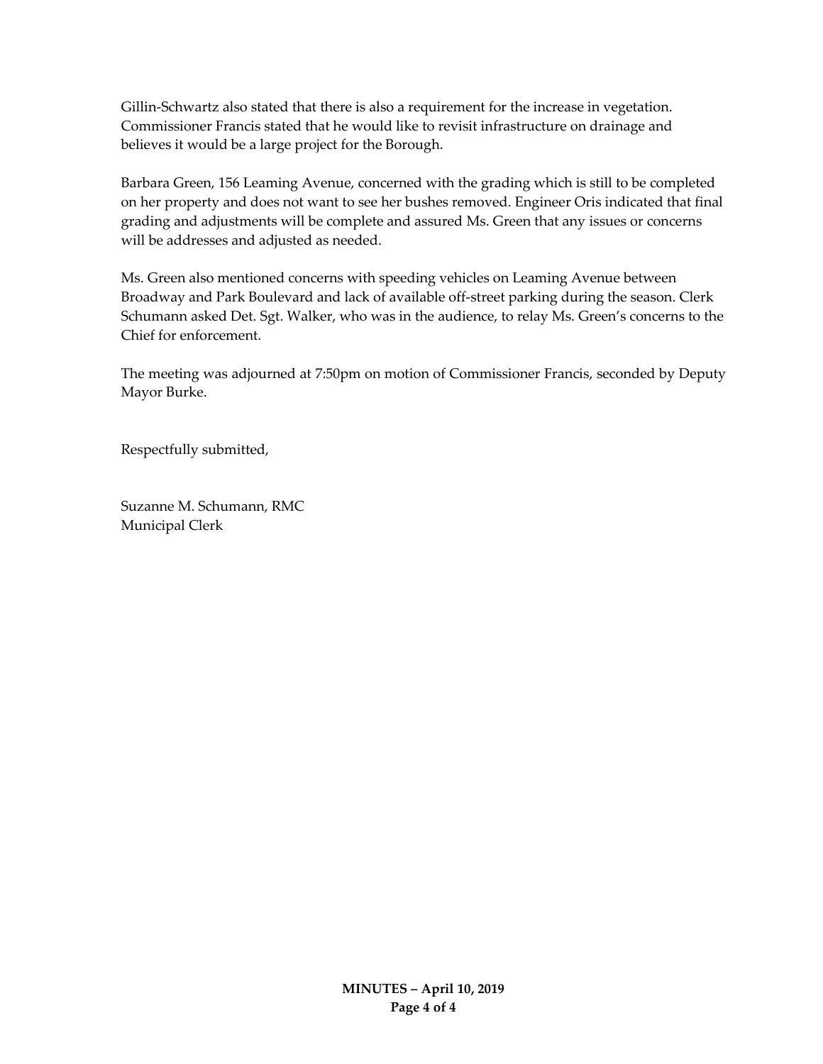Gillin-Schwartz also stated that there is also a requirement for the increase in vegetation. Commissioner Francis stated that he would like to revisit infrastructure on drainage and believes it would be a large project for the Borough.

Barbara Green, 156 Leaming Avenue, concerned with the grading which is still to be completed on her property and does not want to see her bushes removed. Engineer Oris indicated that final grading and adjustments will be complete and assured Ms. Green that any issues or concerns will be addresses and adjusted as needed.

Ms. Green also mentioned concerns with speeding vehicles on Leaming Avenue between Broadway and Park Boulevard and lack of available off-street parking during the season. Clerk Schumann asked Det. Sgt. Walker, who was in the audience, to relay Ms. Green's concerns to the Chief for enforcement.

The meeting was adjourned at 7:50pm on motion of Commissioner Francis, seconded by Deputy Mayor Burke.

Respectfully submitted,

Suzanne M. Schumann, RMC
Municipal Clerk